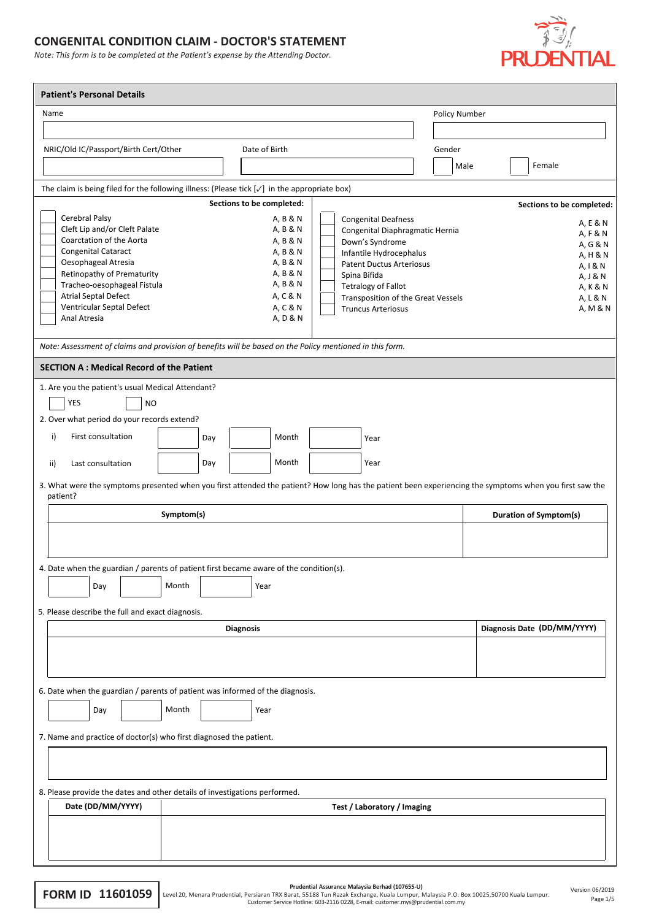# CONGENITAL CONDITION CLAIM - DOCTOR'S STATEMENT

*Note: This form is to be completed at the Patient's expense by the Attending Doctor.*

PRUDENTIAL

## Patient's Personal Details

Name: ______________________ Policy Number: ______________________

NRIC/Old IC/Passport/Birth Cert/Other: ______________________ Date of Birth: ______________________

Gender: ☐ Male ☐ Female

The claim is being filed for the following illness: (Please tick [✓] in the appropriate box)

| | Illness | Sections to be completed: | | Illness | Sections to be completed: |
|---|---|---|---|---|---|
| ☐ | Cerebral Palsy | A, B & N | ☐ | Congenital Deafness | A, E & N |
| ☐ | Cleft Lip and/or Cleft Palate | A, B & N | ☐ | Congenital Diaphragmatic Hernia | A, F & N |
| ☐ | Coarctation of the Aorta | A, B & N | ☐ | Down's Syndrome | A, G & N |
| ☐ | Congenital Cataract | A, B & N | ☐ | Infantile Hydrocephalus | A, H & N |
| ☐ | Oesophageal Atresia | A, B & N | ☐ | Patent Ductus Arteriosus | A, I & N |
| ☐ | Retinopathy of Prematurity | A, B & N | ☐ | Spina Bifida | A, J & N |
| ☐ | Tracheo-oesophageal Fistula | A, B & N | ☐ | Tetralogy of Fallot | A, K & N |
| ☐ | Atrial Septal Defect | A, C & N | ☐ | Transposition of the Great Vessels | A, L & N |
| ☐ | Ventricular Septal Defect | A, C & N | ☐ | Truncus Arteriosus | A, M & N |
| ☐ | Anal Atresia | A, D & N | | | |

*Note: Assessment of claims and provision of benefits will be based on the Policy mentioned in this form.*

## SECTION A : Medical Record of the Patient

1. Are you the patient's usual Medical Attendant?

   ☐ YES ☐ NO

2. Over what period do your records extend?

   i) First consultation ____ Day ____ Month ____ Year

   ii) Last consultation ____ Day ____ Month ____ Year

3. What were the symptoms presented when you first attended the patient? How long has the patient been experiencing the symptoms when you first saw the patient?

| Symptom(s) | Duration of Symptom(s) |
|---|---|
| | |

4. Date when the guardian / parents of patient first became aware of the condition(s).

   ____ Day ____ Month ____ Year

5. Please describe the full and exact diagnosis.

| Diagnosis | Diagnosis Date (DD/MM/YYYY) |
|---|---|
| | |

6. Date when the guardian / parents of patient was informed of the diagnosis.

   ____ Day ____ Month ____ Year

7. Name and practice of doctor(s) who first diagnosed the patient.

   ______________________________________________

8. Please provide the dates and other details of investigations performed.

| Date (DD/MM/YYYY) | Test / Laboratory / Imaging |
|---|---|
| | |

**FORM ID 11601059**

**Prudential Assurance Malaysia Berhad (107655-U)**
Level 20, Menara Prudential, Persiaran TRX Barat, 55188 Tun Razak Exchange, Kuala Lumpur, Malaysia P.O. Box 10025,50700 Kuala Lumpur.
Customer Service Hotline: 603-2116 0228, E-mail: customer.mys@prudential.com.my

Version 06/2019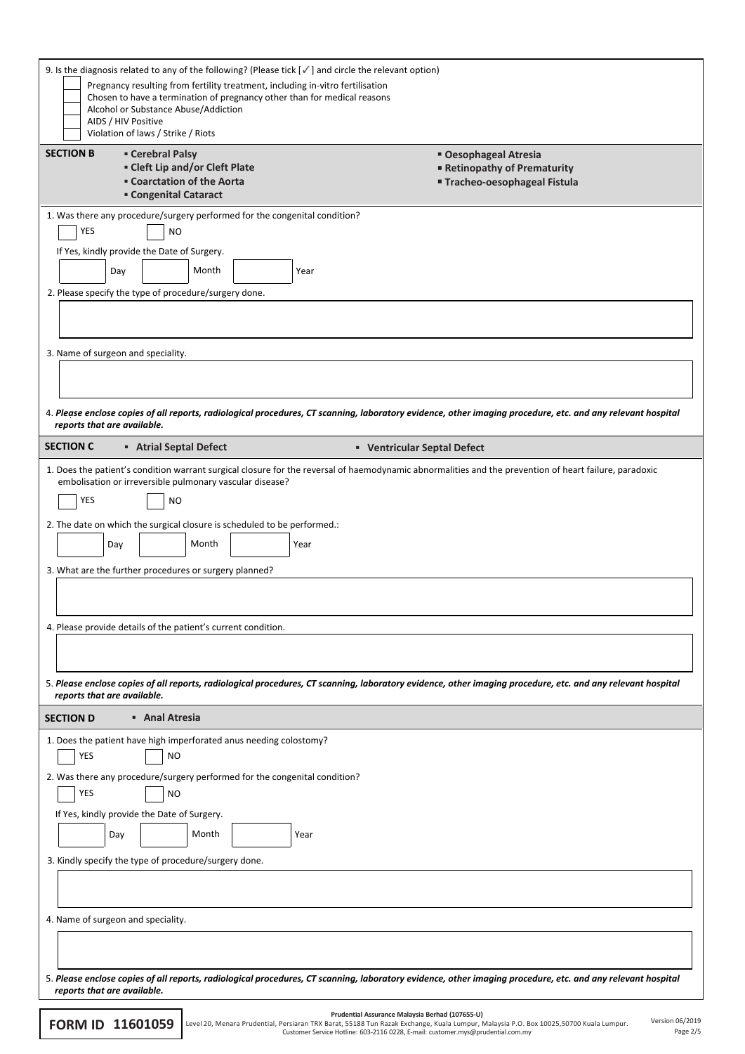9. Is the diagnosis related to any of the following? (Please tick [✓] and circle the relevant option)

- [ ] Pregnancy resulting from fertility treatment, including in-vitro fertilisation
- [ ] Chosen to have a termination of pregnancy other than for medical reasons
- [ ] Alcohol or Substance Abuse/Addiction
- [ ] AIDS / HIV Positive
- [ ] Violation of laws / Strike / Riots

## SECTION B

- **Cerebral Palsy**
- **Cleft Lip and/or Cleft Plate**
- **Coarctation of the Aorta**
- **Congenital Cataract**
- **Oesophageal Atresia**
- **Retinopathy of Prematurity**
- **Tracheo-oesophageal Fistula**

1. Was there any procedure/surgery performed for the congenital condition?

   [ ] YES [ ] NO

   If Yes, kindly provide the Date of Surgery.

   ____ Day ____ Month ____ Year

2. Please specify the type of procedure/surgery done.

3. Name of surgeon and speciality.

4. ***Please enclose copies of all reports, radiological procedures, CT scanning, laboratory evidence, other imaging procedure, etc. and any relevant hospital reports that are available.***

## SECTION C

- **Atrial Septal Defect**
- **Ventricular Septal Defect**

1. Does the patient's condition warrant surgical closure for the reversal of haemodynamic abnormalities and the prevention of heart failure, paradoxic embolisation or irreversible pulmonary vascular disease?

   [ ] YES [ ] NO

2. The date on which the surgical closure is scheduled to be performed.:

   ____ Day ____ Month ____ Year

3. What are the further procedures or surgery planned?

4. Please provide details of the patient's current condition.

5. ***Please enclose copies of all reports, radiological procedures, CT scanning, laboratory evidence, other imaging procedure, etc. and any relevant hospital reports that are available.***

## SECTION D

- **Anal Atresia**

1. Does the patient have high imperforated anus needing colostomy?

   [ ] YES [ ] NO

2. Was there any procedure/surgery performed for the congenital condition?

   [ ] YES [ ] NO

   If Yes, kindly provide the Date of Surgery.

   ____ Day ____ Month ____ Year

3. Kindly specify the type of procedure/surgery done.

4. Name of surgeon and speciality.

5. ***Please enclose copies of all reports, radiological procedures, CT scanning, laboratory evidence, other imaging procedure, etc. and any relevant hospital reports that are available.***

**FORM ID 11601059**

**Prudential Assurance Malaysia Berhad (107655-U)**
Level 20, Menara Prudential, Persiaran TRX Barat, 55188 Tun Razak Exchange, Kuala Lumpur, Malaysia P.O. Box 10025,50700 Kuala Lumpur.
Customer Service Hotline: 603-2116 0228, E-mail: customer.mys@prudential.com.my

Version 06/2019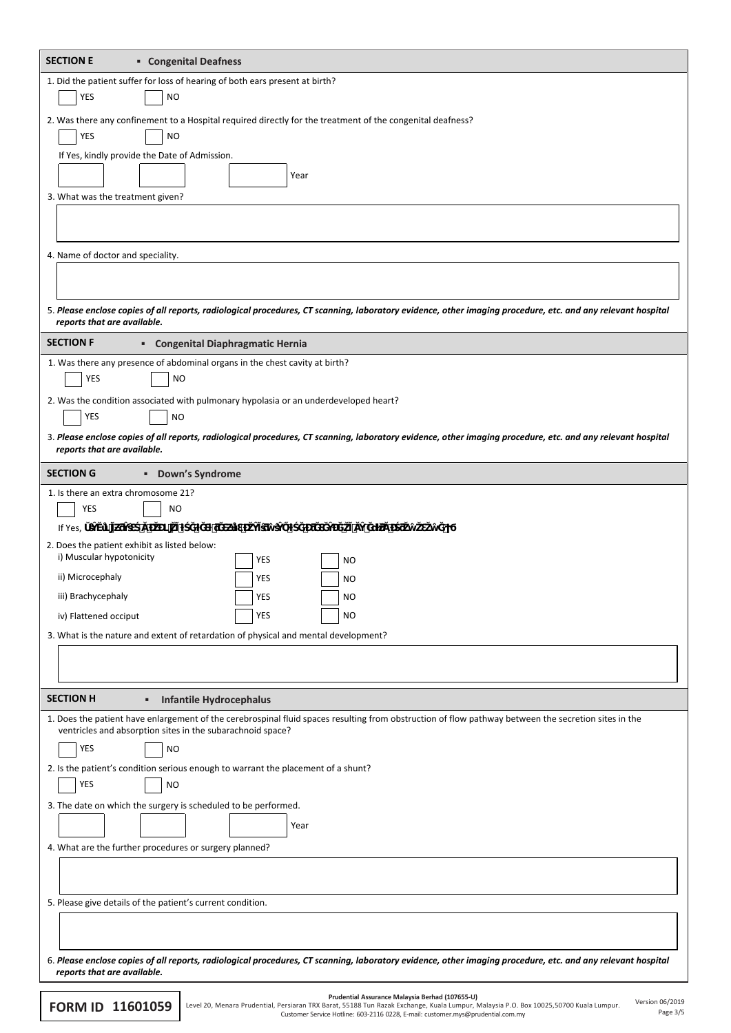## SECTION E ▪ Congenital Deafness

1. Did the patient suffer for loss of hearing of both ears present at birth?

☐ YES ☐ NO

2. Was there any confinement to a Hospital required directly for the treatment of the congenital deafness?

☐ YES ☐ NO

If Yes, kindly provide the Date of Admission.

☐ ☐ ☐ Year

3. What was the treatment given?

4. Name of doctor and speciality.

5. ***Please enclose copies of all reports, radiological procedures, CT scanning, laboratory evidence, other imaging procedure, etc. and any relevant hospital reports that are available.***

## SECTION F ▪ Congenital Diaphragmatic Hernia

1. Was there any presence of abdominal organs in the chest cavity at birth?

☐ YES ☐ NO

2. Was the condition associated with pulmonary hypolasia or an underdeveloped heart?

☐ YES ☐ NO

3. ***Please enclose copies of all reports, radiological procedures, CT scanning, laboratory evidence, other imaging procedure, etc. and any relevant hospital reports that are available.***

## SECTION G ▪ Down's Syndrome

1. Is there an extra chromosome 21?

☐ YES ☐ NO

If Yes, ÜŠĚĽĴŽČŠĆĂĎŽĽĴŽĨŠĢČĦŢČŽĂŁĐŽŸŠŴŜŐĴŠĢĐČČŎŎĞŽĴĂŸĞĦŹĂĐŠŽŵŽŽŽŵĢŢб

2. Does the patient exhibit as listed below:

| | | |
|---|---|---|
| i) Muscular hypotonicity | ☐ YES | ☐ NO |
| ii) Microcephaly | ☐ YES | ☐ NO |
| iii) Brachycephaly | ☐ YES | ☐ NO |
| iv) Flattened occiput | ☐ YES | ☐ NO |

3. What is the nature and extent of retardation of physical and mental development?

## SECTION H ▪ Infantile Hydrocephalus

1. Does the patient have enlargement of the cerebrospinal fluid spaces resulting from obstruction of flow pathway between the secretion sites in the ventricles and absorption sites in the subarachnoid space?

☐ YES ☐ NO

2. Is the patient's condition serious enough to warrant the placement of a shunt?

☐ YES ☐ NO

3. The date on which the surgery is scheduled to be performed.

☐ ☐ ☐ Year

4. What are the further procedures or surgery planned?

5. Please give details of the patient's current condition.

6. ***Please enclose copies of all reports, radiological procedures, CT scanning, laboratory evidence, other imaging procedure, etc. and any relevant hospital reports that are available.***

**FORM ID 11601059**

**Prudential Assurance Malaysia Berhad (107655-U)**
Level 20, Menara Prudential, Persiaran TRX Barat, 55188 Tun Razak Exchange, Kuala Lumpur, Malaysia P.O. Box 10025,50700 Kuala Lumpur.
Customer Service Hotline: 603-2116 0228, E-mail: customer.mys@prudential.com.my

Version 06/2019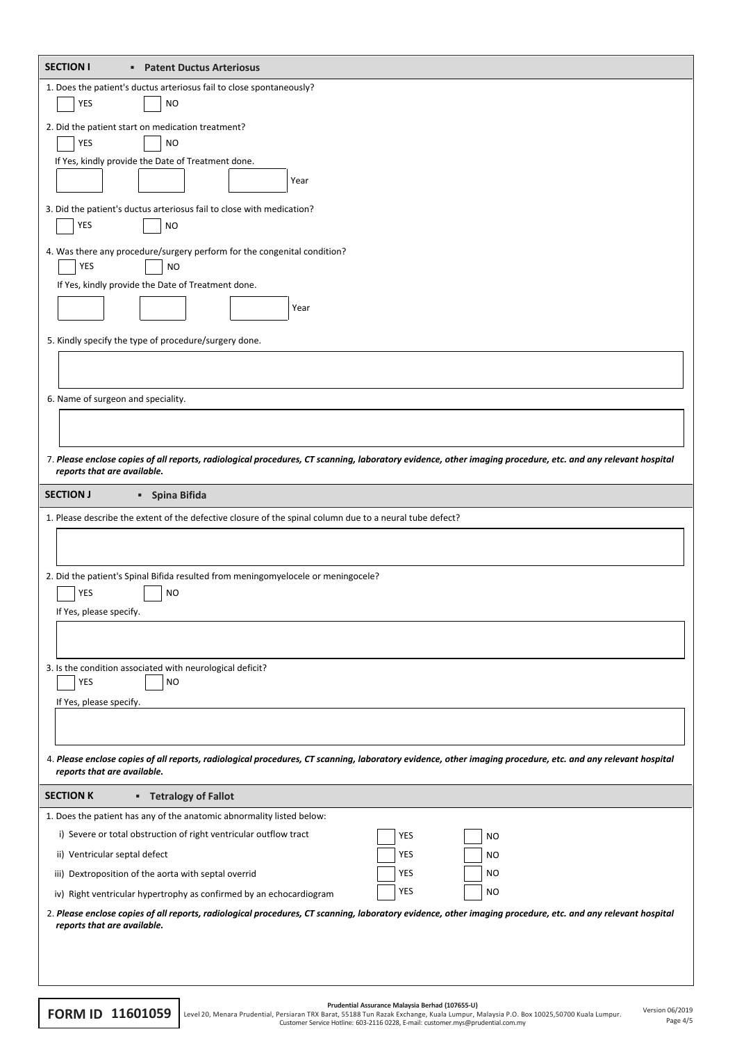## SECTION I ▪ Patent Ductus Arteriosus

1. Does the patient's ductus arteriosus fail to close spontaneously?

☐ YES ☐ NO

2. Did the patient start on medication treatment?

☐ YES ☐ NO

If Yes, kindly provide the Date of Treatment done.

☐ ☐ ☐ Year

3. Did the patient's ductus arteriosus fail to close with medication?

☐ YES ☐ NO

4. Was there any procedure/surgery perform for the congenital condition?

☐ YES ☐ NO

If Yes, kindly provide the Date of Treatment done.

☐ ☐ ☐ Year

5. Kindly specify the type of procedure/surgery done.

6. Name of surgeon and speciality.

7. ***Please enclose copies of all reports, radiological procedures, CT scanning, laboratory evidence, other imaging procedure, etc. and any relevant hospital reports that are available.***

## SECTION J ▪ Spina Bifida

1. Please describe the extent of the defective closure of the spinal column due to a neural tube defect?

2. Did the patient's Spinal Bifida resulted from meningomyelocele or meningocele?

☐ YES ☐ NO

If Yes, please specify.

3. Is the condition associated with neurological deficit?

☐ YES ☐ NO

If Yes, please specify.

4. ***Please enclose copies of all reports, radiological procedures, CT scanning, laboratory evidence, other imaging procedure, etc. and any relevant hospital reports that are available.***

## SECTION K ▪ Tetralogy of Fallot

1. Does the patient has any of the anatomic abnormality listed below:

| | | |
|---|---|---|
| i) Severe or total obstruction of right ventricular outflow tract | ☐ YES | ☐ NO |
| ii) Ventricular septal defect | ☐ YES | ☐ NO |
| iii) Dextroposition of the aorta with septal overrid | ☐ YES | ☐ NO |
| iv) Right ventricular hypertrophy as confirmed by an echocardiogram | ☐ YES | ☐ NO |

2. ***Please enclose copies of all reports, radiological procedures, CT scanning, laboratory evidence, other imaging procedure, etc. and any relevant hospital reports that are available.***

**FORM ID 11601059**

**Prudential Assurance Malaysia Berhad (107655-U)**
Level 20, Menara Prudential, Persiaran TRX Barat, 55188 Tun Razak Exchange, Kuala Lumpur, Malaysia P.O. Box 10025,50700 Kuala Lumpur.
Customer Service Hotline: 603-2116 0228, E-mail: customer.mys@prudential.com.my

Version 06/2019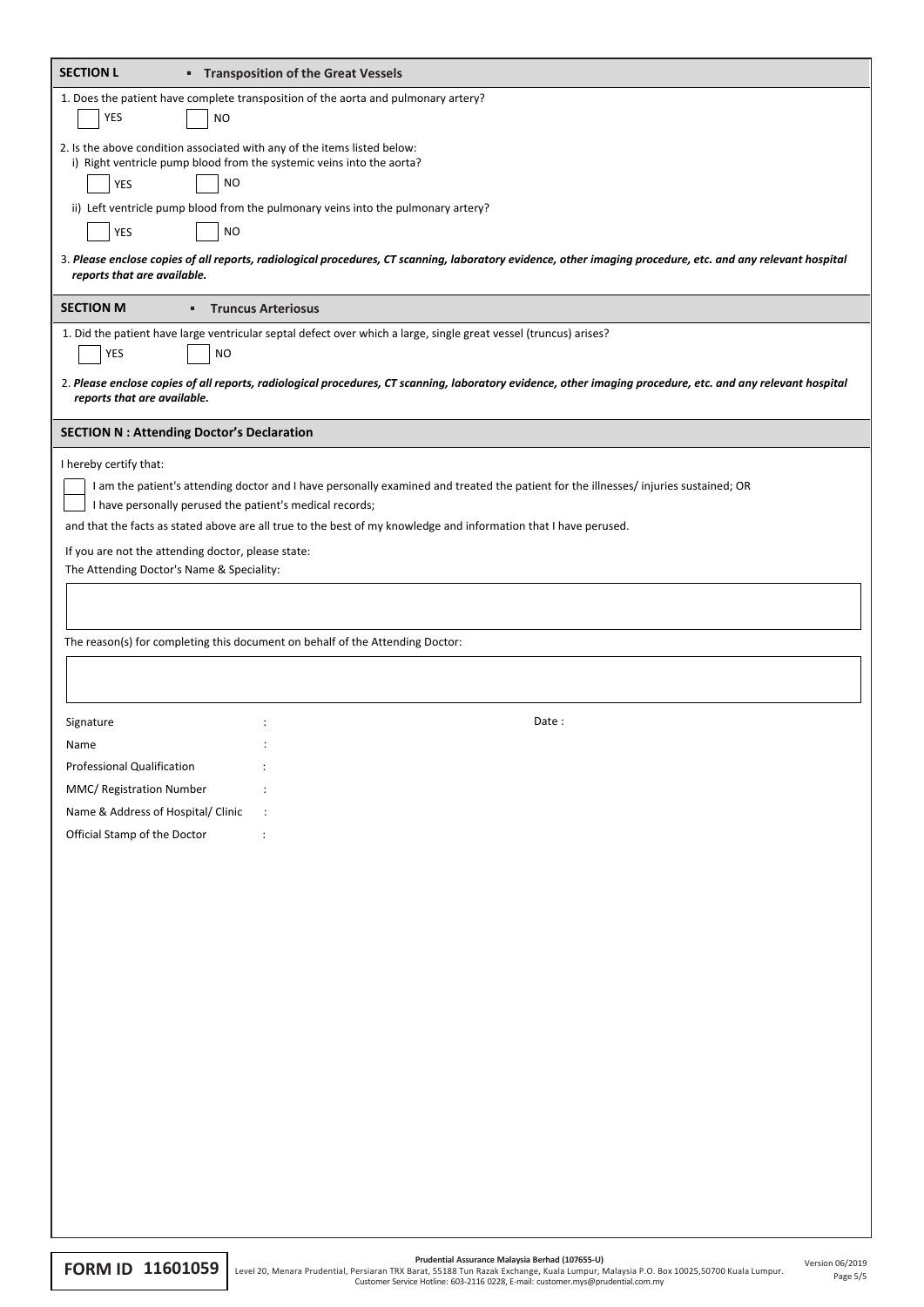## SECTION L ▪ Transposition of the Great Vessels

1. Does the patient have complete transposition of the aorta and pulmonary artery?

☐ YES ☐ NO

2. Is the above condition associated with any of the items listed below:

 i) Right ventricle pump blood from the systemic veins into the aorta?

 ☐ YES ☐ NO

 ii) Left ventricle pump blood from the pulmonary veins into the pulmonary artery?

 ☐ YES ☐ NO

3. ***Please enclose copies of all reports, radiological procedures, CT scanning, laboratory evidence, other imaging procedure, etc. and any relevant hospital reports that are available.***

## SECTION M ▪ Truncus Arteriosus

1. Did the patient have large ventricular septal defect over which a large, single great vessel (truncus) arises?

☐ YES ☐ NO

2. ***Please enclose copies of all reports, radiological procedures, CT scanning, laboratory evidence, other imaging procedure, etc. and any relevant hospital reports that are available.***

## SECTION N : Attending Doctor's Declaration

I hereby certify that:

☐ I am the patient's attending doctor and I have personally examined and treated the patient for the illnesses/ injuries sustained; OR

☐ I have personally perused the patient's medical records;

and that the facts as stated above are all true to the best of my knowledge and information that I have perused.

If you are not the attending doctor, please state:

The Attending Doctor's Name & Speciality:

The reason(s) for completing this document on behalf of the Attending Doctor:

Signature :

Date :

Name :

Professional Qualification :

MMC/ Registration Number :

Name & Address of Hospital/ Clinic :

Official Stamp of the Doctor :

**FORM ID 11601059**

**Prudential Assurance Malaysia Berhad (107655-U)**
Level 20, Menara Prudential, Persiaran TRX Barat, 55188 Tun Razak Exchange, Kuala Lumpur, Malaysia P.O. Box 10025,50700 Kuala Lumpur.
Customer Service Hotline: 603-2116 0228, E-mail: customer.mys@prudential.com.my

Version 06/2019